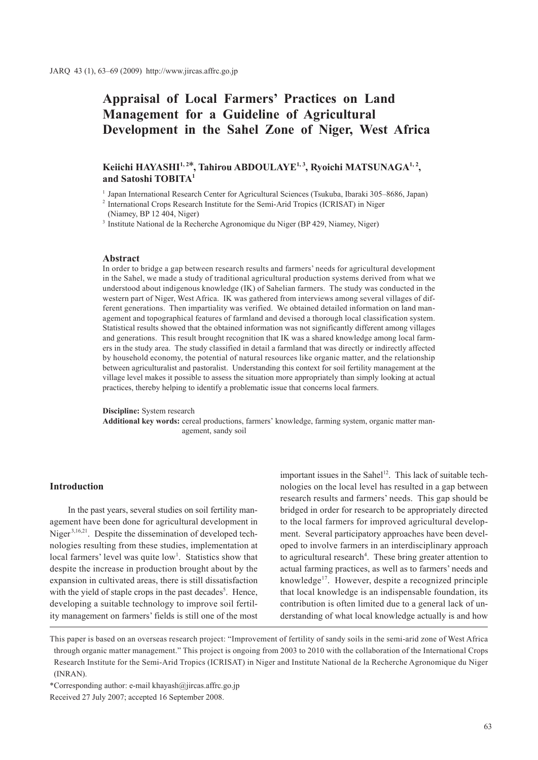# Appraisal of Local Farmers' Practices on Land Management for a Guideline of Agricultural Development in the Sahel Zone of Niger, West Africa

**Keiichi HAYASHI[1,2]*, Tahirou ABDOULAYE[1,3], Ryoichi MATSUNAGA[1,2], and Satoshi TOBITA[1]**

[1] Japan International Research Center for Agricultural Sciences (Tsukuba, Ibaraki 305–8686, Japan)

[2] International Crops Research Institute for the Semi-Arid Tropics (ICRISAT) in Niger (Niamey, BP 12 404, Niger)

[3] Institute National de la Recherche Agronomique du Niger (BP 429, Niamey, Niger)

### Abstract

In order to bridge a gap between research results and farmers' needs for agricultural development in the Sahel, we made a study of traditional agricultural production systems derived from what we understood about indigenous knowledge (IK) of Sahelian farmers. The study was conducted in the western part of Niger, West Africa. IK was gathered from interviews among several villages of different generations. Then impartiality was verified. We obtained detailed information on land management and topographical features of farmland and devised a thorough local classification system. Statistical results showed that the obtained information was not significantly different among villages and generations. This result brought recognition that IK was a shared knowledge among local farmers in the study area. The study classified in detail a farmland that was directly or indirectly affected by household economy, the potential of natural resources like organic matter, and the relationship between agriculturalist and pastoralist. Understanding this context for soil fertility management at the village level makes it possible to assess the situation more appropriately than simply looking at actual practices, thereby helping to identify a problematic issue that concerns local farmers.

**Discipline:** System research

**Additional key words:** cereal productions, farmers' knowledge, farming system, organic matter management, sandy soil

## Introduction

In the past years, several studies on soil fertility management have been done for agricultural development in Niger[3,16,21]. Despite the dissemination of developed technologies resulting from these studies, implementation at local farmers' level was quite low[1]. Statistics show that despite the increase in production brought about by the expansion in cultivated areas, there is still dissatisfaction with the yield of staple crops in the past decades[5]. Hence, developing a suitable technology to improve soil fertility management on farmers' fields is still one of the most important issues in the Sahel[12]. This lack of suitable technologies on the local level has resulted in a gap between research results and farmers' needs. This gap should be bridged in order for research to be appropriately directed to the local farmers for improved agricultural development. Several participatory approaches have been developed to involve farmers in an interdisciplinary approach to agricultural research[4]. These bring greater attention to actual farming practices, as well as to farmers' needs and knowledge[17]. However, despite a recognized principle that local knowledge is an indispensable foundation, its contribution is often limited due to a general lack of understanding of what local knowledge actually is and how

This paper is based on an overseas research project: "Improvement of fertility of sandy soils in the semi-arid zone of West Africa through organic matter management." This project is ongoing from 2003 to 2010 with the collaboration of the International Crops Research Institute for the Semi-Arid Tropics (ICRISAT) in Niger and Institute National de la Recherche Agronomique du Niger (INRAN).

*Corresponding author: e-mail khayash@jircas.affrc.go.jp

Received 27 July 2007; accepted 16 September 2008.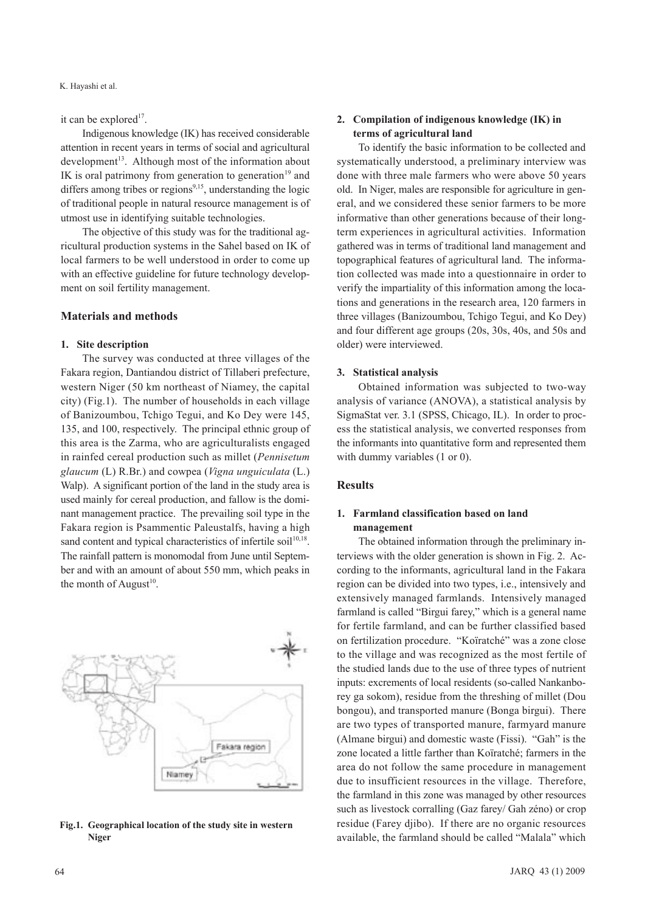it can be explored[17].

Indigenous knowledge (IK) has received considerable attention in recent years in terms of social and agricultural development[13]. Although most of the information about IK is oral patrimony from generation to generation[19] and differs among tribes or regions[9,15], understanding the logic of traditional people in natural resource management is of utmost use in identifying suitable technologies.

The objective of this study was for the traditional agricultural production systems in the Sahel based on IK of local farmers to be well understood in order to come up with an effective guideline for future technology development on soil fertility management.

## Materials and methods

### 1. Site description

The survey was conducted at three villages of the Fakara region, Dantiandou district of Tillaberi prefecture, western Niger (50 km northeast of Niamey, the capital city) (Fig.1). The number of households in each village of Banizoumbou, Tchigo Tegui, and Ko Dey were 145, 135, and 100, respectively. The principal ethnic group of this area is the Zarma, who are agriculturalists engaged in rainfed cereal production such as millet (*Pennisetum glaucum* (L) R.Br.) and cowpea (*Vigna unguiculata* (L.) Walp). A significant portion of the land in the study area is used mainly for cereal production, and fallow is the dominant management practice. The prevailing soil type in the Fakara region is Psammentic Paleustalfs, having a high sand content and typical characteristics of infertile soil[10,18]. The rainfall pattern is monomodal from June until September and with an amount of about 550 mm, which peaks in the month of August[10].

**Fig.1. Geographical location of the study site in western Niger**

### 2. Compilation of indigenous knowledge (IK) in terms of agricultural land

To identify the basic information to be collected and systematically understood, a preliminary interview was done with three male farmers who were above 50 years old. In Niger, males are responsible for agriculture in general, and we considered these senior farmers to be more informative than other generations because of their long-term experiences in agricultural activities. Information gathered was in terms of traditional land management and topographical features of agricultural land. The information collected was made into a questionnaire in order to verify the impartiality of this information among the locations and generations in the research area, 120 farmers in three villages (Banizoumbou, Tchigo Tegui, and Ko Dey) and four different age groups (20s, 30s, 40s, and 50s and older) were interviewed.

### 3. Statistical analysis

Obtained information was subjected to two-way analysis of variance (ANOVA), a statistical analysis by SigmaStat ver. 3.1 (SPSS, Chicago, IL). In order to process the statistical analysis, we converted responses from the informants into quantitative form and represented them with dummy variables (1 or 0).

## Results

### 1. Farmland classification based on land management

The obtained information through the preliminary interviews with the older generation is shown in Fig. 2. According to the informants, agricultural land in the Fakara region can be divided into two types, i.e., intensively and extensively managed farmlands. Intensively managed farmland is called "Birgui farey," which is a general name for fertile farmland, and can be further classified based on fertilization procedure. "Koïratché" was a zone close to the village and was recognized as the most fertile of the studied lands due to the use of three types of nutrient inputs: excrements of local residents (so-called Nankanborey ga sokom), residue from the threshing of millet (Dou bongou), and transported manure (Bonga birgui). There are two types of transported manure, farmyard manure (Almane birgui) and domestic waste (Fissi). "Gah" is the zone located a little farther than Koïratché; farmers in the area do not follow the same procedure in management due to insufficient resources in the village. Therefore, the farmland in this zone was managed by other resources such as livestock corralling (Gaz farey/ Gah zéno) or crop residue (Farey djibo). If there are no organic resources available, the farmland should be called "Malala" which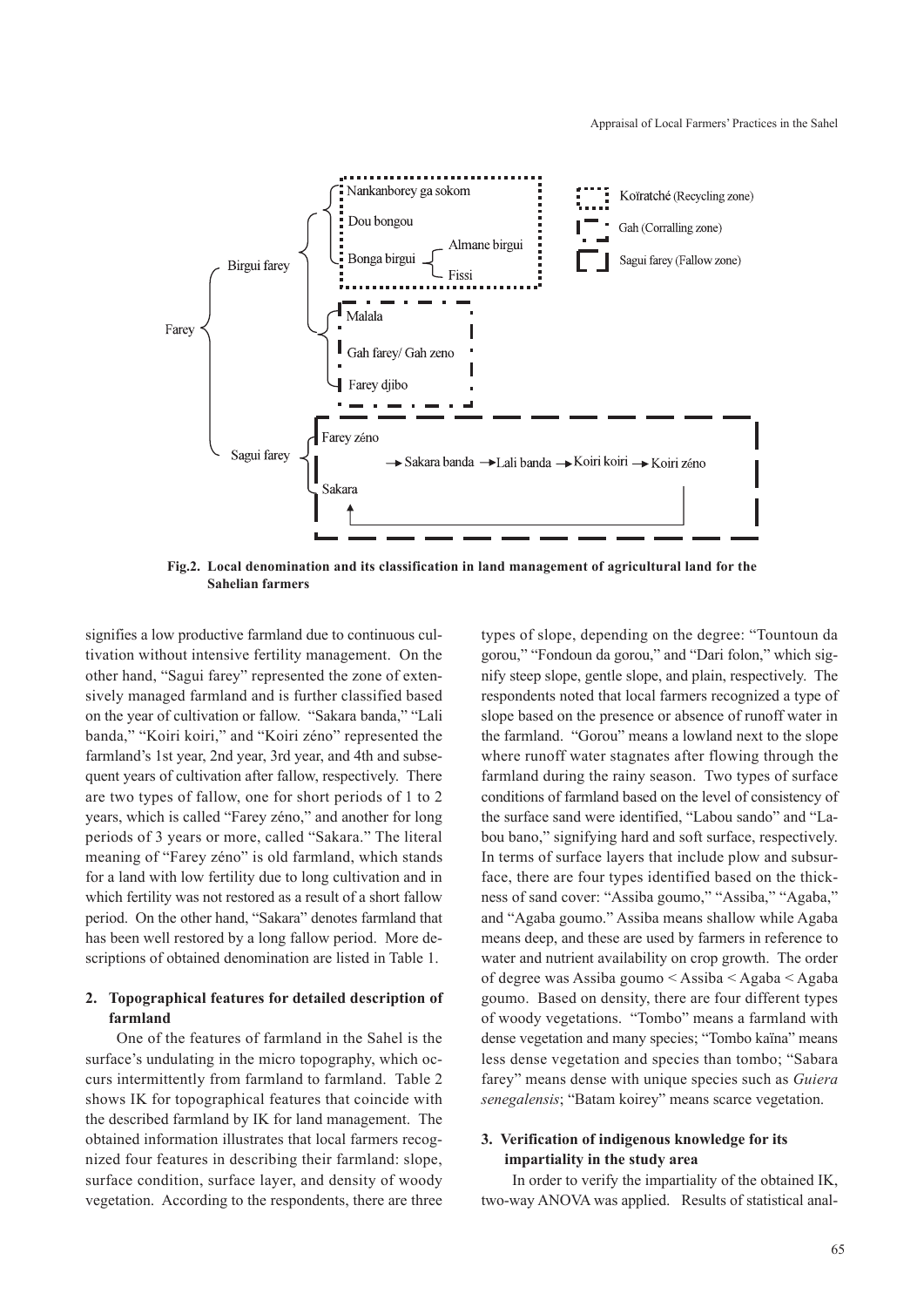Farey

Birgui farey

- Nankanborey ga sokom
- Dou bongou
- Bonga birgui
  - Almane birgui
  - Fissi

- Malala
- Gah farey/ Gah zeno
- Farey djibo

Sagui farey

- Farey zéno
- Sakara

→ Sakara banda → Lali banda → Koiri koiri → Koiri zéno

Koïratché (Recycling zone)

Gah (Corralling zone)

Sagui farey (Fallow zone)

**Fig.2. Local denomination and its classification in land management of agricultural land for the Sahelian farmers**

signifies a low productive farmland due to continuous cultivation without intensive fertility management. On the other hand, "Sagui farey" represented the zone of extensively managed farmland and is further classified based on the year of cultivation or fallow. "Sakara banda," "Lali banda," "Koiri koiri," and "Koiri zéno" represented the farmland's 1st year, 2nd year, 3rd year, and 4th and subsequent years of cultivation after fallow, respectively. There are two types of fallow, one for short periods of 1 to 2 years, which is called "Farey zéno," and another for long periods of 3 years or more, called "Sakara." The literal meaning of "Farey zéno" is old farmland, which stands for a land with low fertility due to long cultivation and in which fertility was not restored as a result of a short fallow period. On the other hand, "Sakara" denotes farmland that has been well restored by a long fallow period. More descriptions of obtained denomination are listed in Table 1.

## 2. Topographical features for detailed description of farmland

One of the features of farmland in the Sahel is the surface's undulating in the micro topography, which occurs intermittently from farmland to farmland. Table 2 shows IK for topographical features that coincide with the described farmland by IK for land management. The obtained information illustrates that local farmers recognized four features in describing their farmland: slope, surface condition, surface layer, and density of woody vegetation. According to the respondents, there are three types of slope, depending on the degree: "Tountoun da gorou," "Fondoun da gorou," and "Dari folon," which signify steep slope, gentle slope, and plain, respectively. The respondents noted that local farmers recognized a type of slope based on the presence or absence of runoff water in the farmland. "Gorou" means a lowland next to the slope where runoff water stagnates after flowing through the farmland during the rainy season. Two types of surface conditions of farmland based on the level of consistency of the surface sand were identified, "Labou sando" and "Labou bano," signifying hard and soft surface, respectively. In terms of surface layers that include plow and subsurface, there are four types identified based on the thickness of sand cover: "Assiba goumo," "Assiba," "Agaba," and "Agaba goumo." Assiba means shallow while Agaba means deep, and these are used by farmers in reference to water and nutrient availability on crop growth. The order of degree was Assiba goumo < Assiba < Agaba < Agaba goumo. Based on density, there are four different types of woody vegetations. "Tombo" means a farmland with dense vegetation and many species; "Tombo kaïna" means less dense vegetation and species than tombo; "Sabara farey" means dense with unique species such as *Guiera senegalensis*; "Batam koirey" means scarce vegetation.

## 3. Verification of indigenous knowledge for its impartiality in the study area

In order to verify the impartiality of the obtained IK, two-way ANOVA was applied. Results of statistical anal-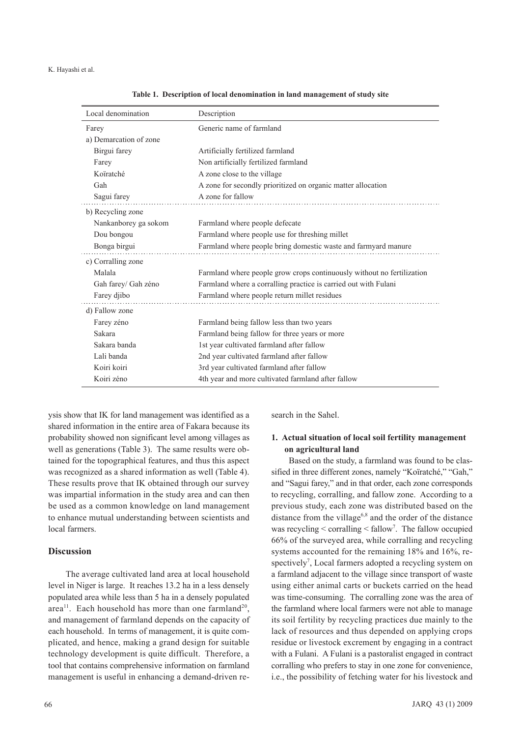**Table 1. Description of local denomination in land management of study site**

| Local denomination | Description |
|---|---|
| Farey | Generic name of farmland |
| a) Demarcation of zone | |
| Birgui farey | Artificially fertilized farmland |
| Farey | Non artificially fertilized farmland |
| Koïratché | A zone close to the village |
| Gah | A zone for secondly prioritized on organic matter allocation |
| Sagui farey | A zone for fallow |
| b) Recycling zone | |
| Nankanborey ga sokom | Farmland where people defecate |
| Dou bongou | Farmland where people use for threshing millet |
| Bonga birgui | Farmland where people bring domestic waste and farmyard manure |
| c) Corralling zone | |
| Malala | Farmland where people grow crops continuously without no fertilization |
| Gah farey/ Gah zéno | Farmland where a corralling practice is carried out with Fulani |
| Farey djibo | Farmland where people return millet residues |
| d) Fallow zone | |
| Farey zéno | Farmland being fallow less than two years |
| Sakara | Farmland being fallow for three years or more |
| Sakara banda | 1st year cultivated farmland after fallow |
| Lali banda | 2nd year cultivated farmland after fallow |
| Koiri koiri | 3rd year cultivated farmland after fallow |
| Koiri zéno | 4th year and more cultivated farmland after fallow |

ysis show that IK for land management was identified as a shared information in the entire area of Fakara because its probability showed non significant level among villages as well as generations (Table 3). The same results were obtained for the topographical features, and thus this aspect was recognized as a shared information as well (Table 4). These results prove that IK obtained through our survey was impartial information in the study area and can then be used as a common knowledge on land management to enhance mutual understanding between scientists and local farmers.

## Discussion

The average cultivated land area at local household level in Niger is large. It reaches 13.2 ha in a less densely populated area while less than 5 ha in a densely populated area[11]. Each household has more than one farmland[20], and management of farmland depends on the capacity of each household. In terms of management, it is quite complicated, and hence, making a grand design for suitable technology development is quite difficult. Therefore, a tool that contains comprehensive information on farmland management is useful in enhancing a demand-driven research in the Sahel.

### 1. Actual situation of local soil fertility management on agricultural land

Based on the study, a farmland was found to be classified in three different zones, namely "Koïratché," "Gah," and "Sagui farey," and in that order, each zone corresponds to recycling, corralling, and fallow zone. According to a previous study, each zone was distributed based on the distance from the village[6,8] and the order of the distance was recycling < corralling < fallow[7]. The fallow occupied 66% of the surveyed area, while corralling and recycling systems accounted for the remaining 18% and 16%, respectively[7], Local farmers adopted a recycling system on a farmland adjacent to the village since transport of waste using either animal carts or buckets carried on the head was time-consuming. The corralling zone was the area of the farmland where local farmers were not able to manage its soil fertility by recycling practices due mainly to the lack of resources and thus depended on applying crops residue or livestock excrement by engaging in a contract with a Fulani. A Fulani is a pastoralist engaged in contract corralling who prefers to stay in one zone for convenience, i.e., the possibility of fetching water for his livestock and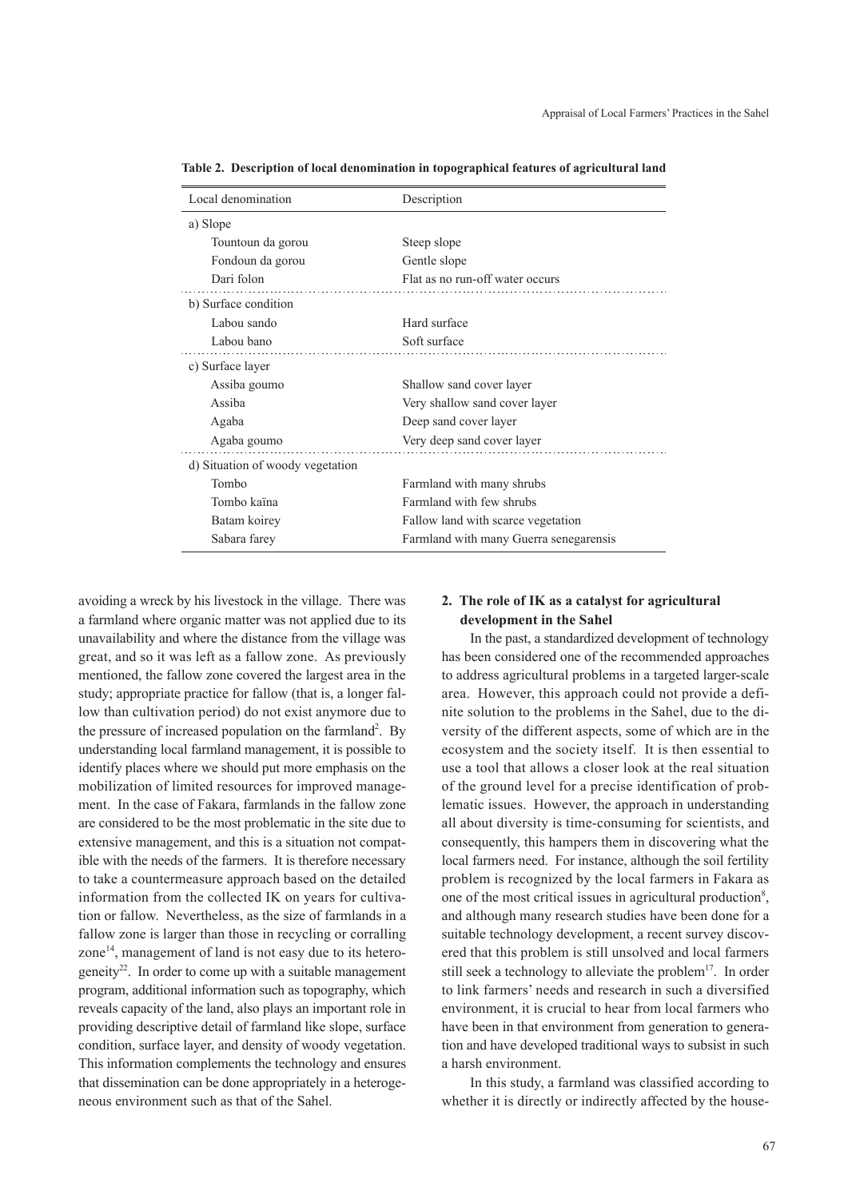**Table 2. Description of local denomination in topographical features of agricultural land**

| Local denomination | Description |
|---|---|
| a) Slope | |
| Tountoun da gorou | Steep slope |
| Fondoun da gorou | Gentle slope |
| Dari folon | Flat as no run-off water occurs |
| b) Surface condition | |
| Labou sando | Hard surface |
| Labou bano | Soft surface |
| c) Surface layer | |
| Assiba goumo | Shallow sand cover layer |
| Assiba | Very shallow sand cover layer |
| Agaba | Deep sand cover layer |
| Agaba goumo | Very deep sand cover layer |
| d) Situation of woody vegetation | |
| Tombo | Farmland with many shrubs |
| Tombo kaïna | Farmland with few shrubs |
| Batam koirey | Fallow land with scarce vegetation |
| Sabara farey | Farmland with many Guerra senegarensis |

avoiding a wreck by his livestock in the village. There was a farmland where organic matter was not applied due to its unavailability and where the distance from the village was great, and so it was left as a fallow zone. As previously mentioned, the fallow zone covered the largest area in the study; appropriate practice for fallow (that is, a longer fallow than cultivation period) do not exist anymore due to the pressure of increased population on the farmland[2]. By understanding local farmland management, it is possible to identify places where we should put more emphasis on the mobilization of limited resources for improved management. In the case of Fakara, farmlands in the fallow zone are considered to be the most problematic in the site due to extensive management, and this is a situation not compatible with the needs of the farmers. It is therefore necessary to take a countermeasure approach based on the detailed information from the collected IK on years for cultivation or fallow. Nevertheless, as the size of farmlands in a fallow zone is larger than those in recycling or corralling zone[14], management of land is not easy due to its heterogeneity[22]. In order to come up with a suitable management program, additional information such as topography, which reveals capacity of the land, also plays an important role in providing descriptive detail of farmland like slope, surface condition, surface layer, and density of woody vegetation. This information complements the technology and ensures that dissemination can be done appropriately in a heterogeneous environment such as that of the Sahel.

## 2. The role of IK as a catalyst for agricultural development in the Sahel

In the past, a standardized development of technology has been considered one of the recommended approaches to address agricultural problems in a targeted larger-scale area. However, this approach could not provide a definite solution to the problems in the Sahel, due to the diversity of the different aspects, some of which are in the ecosystem and the society itself. It is then essential to use a tool that allows a closer look at the real situation of the ground level for a precise identification of problematic issues. However, the approach in understanding all about diversity is time-consuming for scientists, and consequently, this hampers them in discovering what the local farmers need. For instance, although the soil fertility problem is recognized by the local farmers in Fakara as one of the most critical issues in agricultural production[8], and although many research studies have been done for a suitable technology development, a recent survey discovered that this problem is still unsolved and local farmers still seek a technology to alleviate the problem[17]. In order to link farmers' needs and research in such a diversified environment, it is crucial to hear from local farmers who have been in that environment from generation to generation and have developed traditional ways to subsist in such a harsh environment.

In this study, a farmland was classified according to whether it is directly or indirectly affected by the house-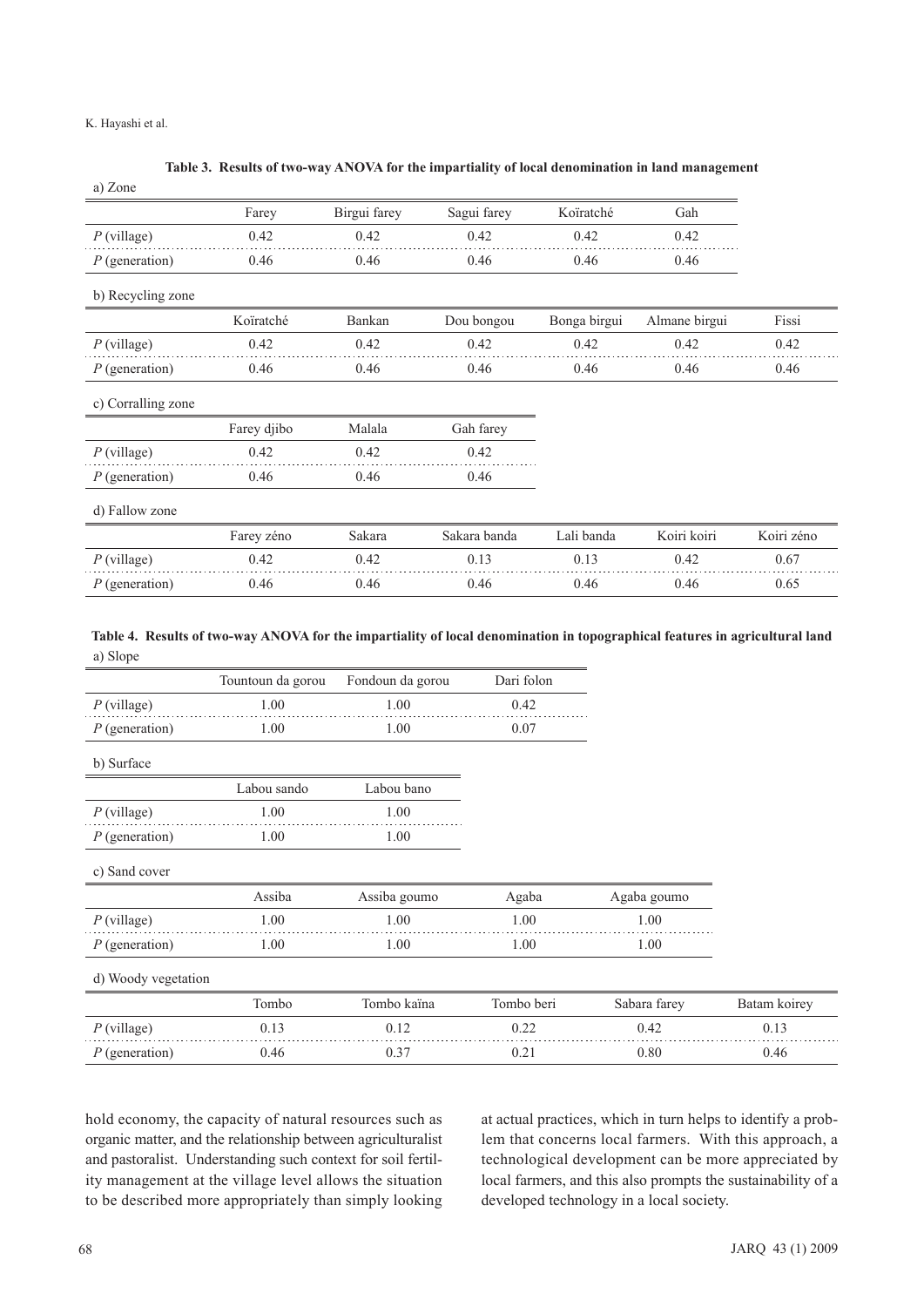**Table 3. Results of two-way ANOVA for the impartiality of local denomination in land management**

a) Zone

| | Farey | Birgui farey | Sagui farey | Koïratché | Gah |
|---|---|---|---|---|---|
| $P$ (village) | 0.42 | 0.42 | 0.42 | 0.42 | 0.42 |
| $P$ (generation) | 0.46 | 0.46 | 0.46 | 0.46 | 0.46 |

b) Recycling zone

| | Koïratché | Bankan | Dou bongou | Bonga birgui | Almane birgui | Fissi |
|---|---|---|---|---|---|---|
| $P$ (village) | 0.42 | 0.42 | 0.42 | 0.42 | 0.42 | 0.42 |
| $P$ (generation) | 0.46 | 0.46 | 0.46 | 0.46 | 0.46 | 0.46 |

c) Corralling zone

| | Farey djibo | Malala | Gah farey |
|---|---|---|---|
| $P$ (village) | 0.42 | 0.42 | 0.42 |
| $P$ (generation) | 0.46 | 0.46 | 0.46 |

d) Fallow zone

| | Farey zéno | Sakara | Sakara banda | Lali banda | Koiri koiri | Koiri zéno |
|---|---|---|---|---|---|---|
| $P$ (village) | 0.42 | 0.42 | 0.13 | 0.13 | 0.42 | 0.67 |
| $P$ (generation) | 0.46 | 0.46 | 0.46 | 0.46 | 0.46 | 0.65 |

**Table 4. Results of two-way ANOVA for the impartiality of local denomination in topographical features in agricultural land**

a) Slope

| | Tountoun da gorou | Fondoun da gorou | Dari folon |
|---|---|---|---|
| $P$ (village) | 1.00 | 1.00 | 0.42 |
| $P$ (generation) | 1.00 | 1.00 | 0.07 |

b) Surface

| | Labou sando | Labou bano |
|---|---|---|
| $P$ (village) | 1.00 | 1.00 |
| $P$ (generation) | 1.00 | 1.00 |

c) Sand cover

| | Assiba | Assiba goumo | Agaba | Agaba goumo |
|---|---|---|---|---|
| $P$ (village) | 1.00 | 1.00 | 1.00 | 1.00 |
| $P$ (generation) | 1.00 | 1.00 | 1.00 | 1.00 |

d) Woody vegetation

| | Tombo | Tombo kaïna | Tombo beri | Sabara farey | Batam koirey |
|---|---|---|---|---|---|
| $P$ (village) | 0.13 | 0.12 | 0.22 | 0.42 | 0.13 |
| $P$ (generation) | 0.46 | 0.37 | 0.21 | 0.80 | 0.46 |

hold economy, the capacity of natural resources such as organic matter, and the relationship between agriculturalist and pastoralist. Understanding such context for soil fertility management at the village level allows the situation to be described more appropriately than simply looking at actual practices, which in turn helps to identify a problem that concerns local farmers. With this approach, a technological development can be more appreciated by local farmers, and this also prompts the sustainability of a developed technology in a local society.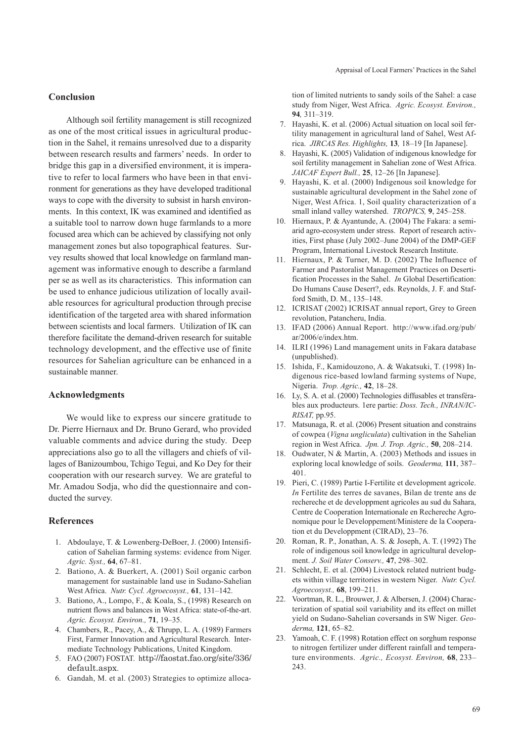## Conclusion

Although soil fertility management is still recognized as one of the most critical issues in agricultural production in the Sahel, it remains unresolved due to a disparity between research results and farmers' needs. In order to bridge this gap in a diversified environment, it is imperative to refer to local farmers who have been in that environment for generations as they have developed traditional ways to cope with the diversity to subsist in harsh environments. In this context, IK was examined and identified as a suitable tool to narrow down huge farmlands to a more focused area which can be achieved by classifying not only management zones but also topographical features. Survey results showed that local knowledge on farmland management was informative enough to describe a farmland per se as well as its characteristics. This information can be used to enhance judicious utilization of locally available resources for agricultural production through precise identification of the targeted area with shared information between scientists and local farmers. Utilization of IK can therefore facilitate the demand-driven research for suitable technology development, and the effective use of finite resources for Sahelian agriculture can be enhanced in a sustainable manner.

## Acknowledgments

We would like to express our sincere gratitude to Dr. Pierre Hiernaux and Dr. Bruno Gerard, who provided valuable comments and advice during the study. Deep appreciations also go to all the villagers and chiefs of villages of Banizoumbou, Tchigo Tegui, and Ko Dey for their cooperation with our research survey. We are grateful to Mr. Amadou Sodja, who did the questionnaire and conducted the survey.

## References

1. Abdoulaye, T. & Lowenberg-DeBoer, J. (2000) Intensification of Sahelian farming systems: evidence from Niger. *Agric. Syst.,* **64**, 67–81.
2. Bationo, A. & Buerkert, A. (2001) Soil organic carbon management for sustainable land use in Sudano-Sahelian West Africa. *Nutr. Cycl. Agroecosyst.,* **61**, 131–142.
3. Bationo, A., Lompo, F., & Koala, S., (1998) Research on nutrient flows and balances in West Africa: state-of-the-art. *Agric. Ecosyst. Environ.,* **71**, 19–35.
4. Chambers, R., Pacey, A., & Thrupp, L. A. (1989) Farmers First, Farmer Innovation and Agricultural Research. Intermediate Technology Publications, United Kingdom.
5. FAO (2007) FOSTAT. http://faostat.fao.org/site/336/default.aspx.
6. Gandah, M. et al. (2003) Strategies to optimize allocation of limited nutrients to sandy soils of the Sahel: a case study from Niger, West Africa. *Agric. Ecosyst. Environ.,* **94***,* 311–319.
7. Hayashi, K. et al. (2006) Actual situation on local soil fertility management in agricultural land of Sahel, West Africa. *JIRCAS Res. Highlights,* **13***,* 18–19 [In Japanese].
8. Hayashi, K. (2005) Validation of indigenous knowledge for soil fertility management in Sahelian zone of West Africa. *JAICAF Expert Bull.,* **25**, 12–26 [In Japanese].
9. Hayashi, K. et al. (2000) Indigenous soil knowledge for sustainable agricultural development in the Sahel zone of Niger, West Africa. 1, Soil quality characterization of a small inland valley watershed. *TROPICS,* **9**, 245–258.
10. Hiernaux, P. & Ayantunde, A. (2004) The Fakara: a semi-arid agro-ecosystem under stress. Report of research activities, First phase (July 2002–June 2004) of the DMP-GEF Program, International Livestock Research Institute.
11. Hiernaux, P. & Turner, M. D. (2002) The Influence of Farmer and Pastoralist Management Practices on Desertification Processes in the Sahel. *In* Global Desertification: Do Humans Cause Desert?, eds. Reynolds, J. F. and Stafford Smith, D. M., 135–148.
12. ICRISAT (2002) ICRISAT annual report, Grey to Green revolution, Patancheru, India.
13. IFAD (2006) Annual Report. http://www.ifad.org/pub/ar/2006/e/index.htm.
14. ILRI (1996) Land management units in Fakara database (unpublished).
15. Ishida, F., Kamidouzono, A. & Wakatsuki, T. (1998) Indigenous rice-based lowland farming systems of Nupe, Nigeria. *Trop. Agric.,* **42**, 18–28.
16. Ly, S. A. et al. (2000) Technologies diffusables et transférables aux producteurs. 1ere partie: *Doss. Tech., INRAN/ICRISAT,* pp.95.
17. Matsunaga, R. et al. (2006) Present situation and constrains of cowpea (*Vigna ungliculata*) cultivation in the Sahelian region in West Africa. *Jpn. J. Trop. Agric.,* **50**, 208–214.
18. Oudwater, N & Martin, A. (2003) Methods and issues in exploring local knowledge of soils. *Geoderma,* **111**, 387–401.
19. Pieri, C. (1989) Partie I-Fertilite et development agricole. *In* Fertilite des terres de savanes, Bilan de trente ans de rechereche et de developpment agricoles au sud du Sahara, Centre de Cooperation Internationale en Rechereche Agronomique pour le Developpement/Ministere de la Cooperation et du Developpment (CIRAD), 23–76.
20. Roman, R. P., Jonathan, A. S. & Joseph, A. T. (1992) The role of indigenous soil knowledge in agricultural development. *J. Soil Water Conserv.,* **47**, 298–302.
21. Schlecht, E. et al. (2004) Livestock related nutrient budgets within village territories in western Niger. *Nutr. Cycl. Agroecosyst.,* **68**, 199–211.
22. Voortman, R. L., Brouwer, J. & Albersen, J. (2004) Characterization of spatial soil variability and its effect on millet yield on Sudano-Sahelian coversands in SW Niger. *Geoderma,* **121**, 65–82.
23. Yamoah, C. F. (1998) Rotation effect on sorghum response to nitrogen fertilizer under different rainfall and temperature environments. *Agric., Ecosyst. Environ,* **68**, 233–243.